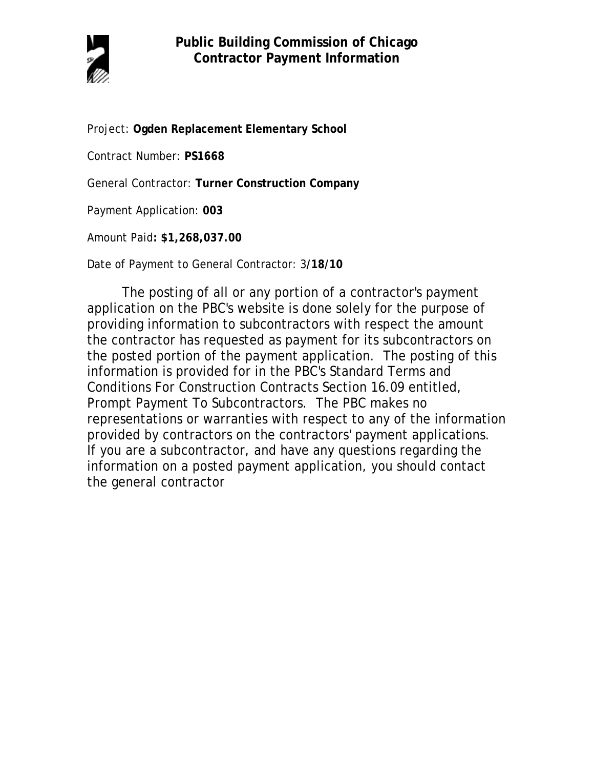# Public Building Commission of Chicago
## Contractor Payment Information

Project: **Ogden Replacement Elementary School**

Contract Number: **PS1668**

General Contractor: **Turner Construction Company**

Payment Application: **003**

Amount Paid**: $1,268,037.00**

Date of Payment to General Contractor: 3/**18/10**

The posting of all or any portion of a contractor's payment application on the PBC's website is done solely for the purpose of providing information to subcontractors with respect the amount the contractor has requested as payment for its subcontractors on the posted portion of the payment application. The posting of this information is provided for in the PBC's Standard Terms and Conditions For Construction Contracts Section 16.09 entitled, Prompt Payment To Subcontractors. The PBC makes no representations or warranties with respect to any of the information provided by contractors on the contractors' payment applications. If you are a subcontractor, and have any questions regarding the information on a posted payment application, you should contact the general contractor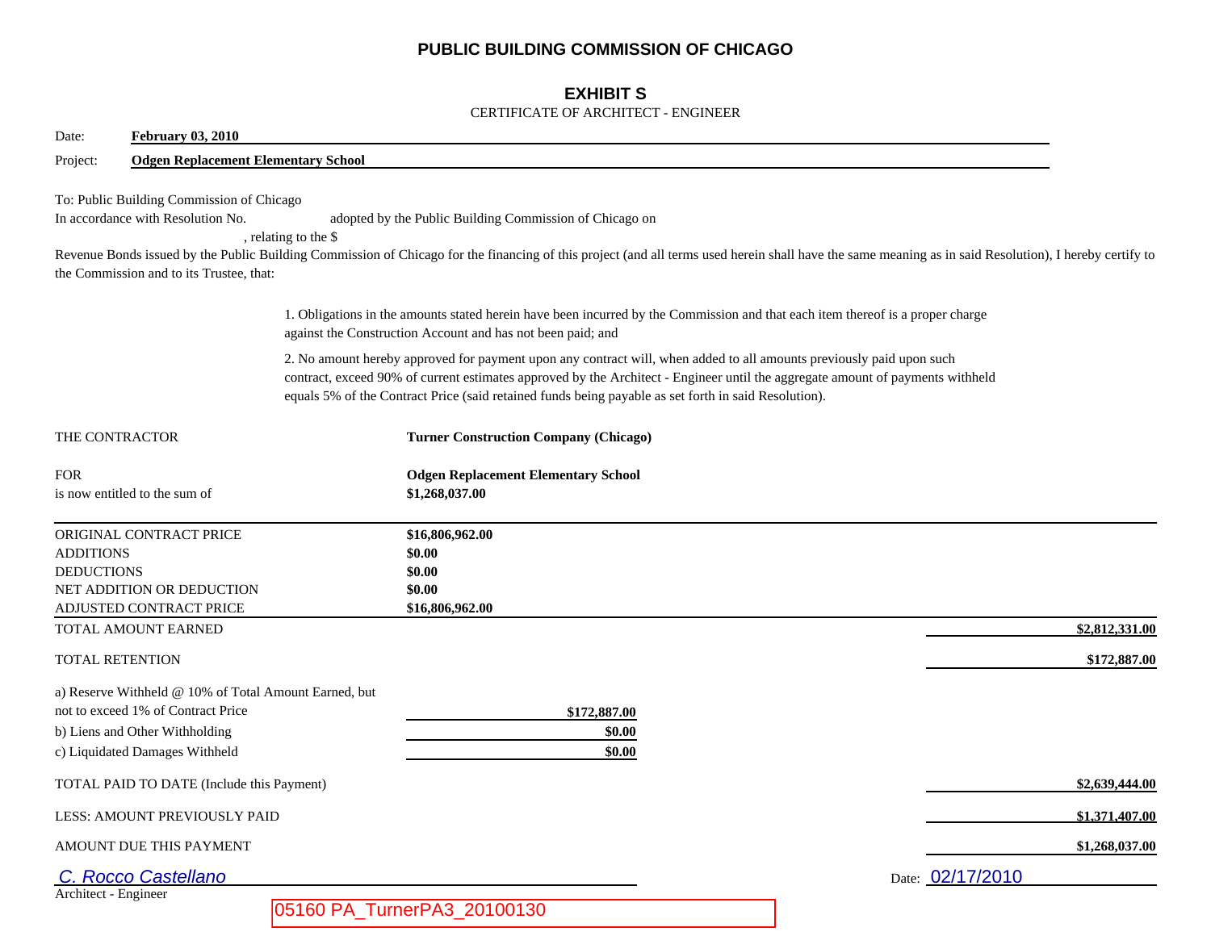# PUBLIC BUILDING COMMISSION OF CHICAGO

## EXHIBIT S

CERTIFICATE OF ARCHITECT - ENGINEER

Date: **February 03, 2010**

Project: **Odgen Replacement Elementary School**

To: Public Building Commission of Chicago
In accordance with Resolution No. adopted by the Public Building Commission of Chicago on , relating to the $
Revenue Bonds issued by the Public Building Commission of Chicago for the financing of this project (and all terms used herein shall have the same meaning as in said Resolution), I hereby certify to the Commission and to its Trustee, that:

1. Obligations in the amounts stated herein have been incurred by the Commission and that each item thereof is a proper charge against the Construction Account and has not been paid; and

2. No amount hereby approved for payment upon any contract will, when added to all amounts previously paid upon such contract, exceed 90% of current estimates approved by the Architect - Engineer until the aggregate amount of payments withheld equals 5% of the Contract Price (said retained funds being payable as set forth in said Resolution).

THE CONTRACTOR: **Turner Construction Company (Chicago)**

FOR: **Odgen Replacement Elementary School**

is now entitled to the sum of: **$1,268,037.00**

| | | |
|---|---|---|
| ORIGINAL CONTRACT PRICE | **$16,806,962.00** | |
| ADDITIONS | **$0.00** | |
| DEDUCTIONS | **$0.00** | |
| NET ADDITION OR DEDUCTION | **$0.00** | |
| ADJUSTED CONTRACT PRICE | **$16,806,962.00** | |
| TOTAL AMOUNT EARNED | | **$2,812,331.00** |
| TOTAL RETENTION | | **$172,887.00** |
| a) Reserve Withheld @ 10% of Total Amount Earned, but not to exceed 1% of Contract Price | **$172,887.00** | |
| b) Liens and Other Withholding | **$0.00** | |
| c) Liquidated Damages Withheld | **$0.00** | |
| TOTAL PAID TO DATE (Include this Payment) | | **$2,639,444.00** |
| LESS: AMOUNT PREVIOUSLY PAID | | **$1,371,407.00** |
| AMOUNT DUE THIS PAYMENT | | **$1,268,037.00** |

*C. Rocco Castellano*
Architect - Engineer

Date: 02/17/2010

05160 PA_TurnerPA3_20100130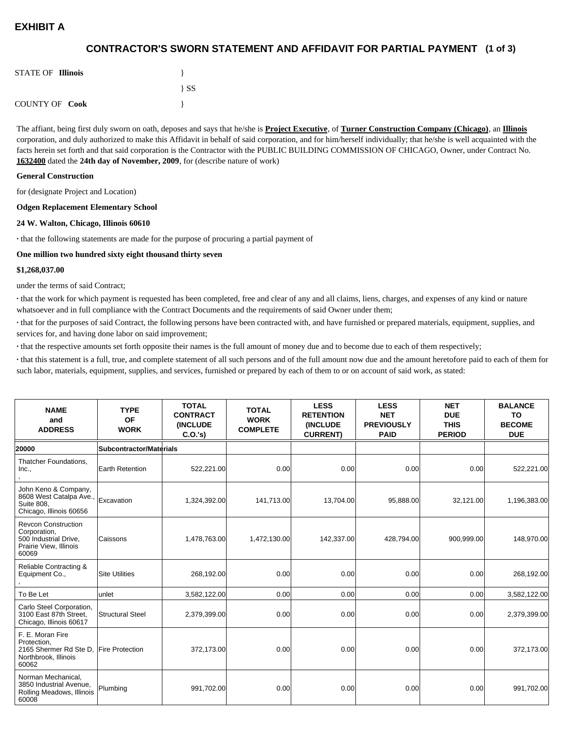## EXHIBIT A

### CONTRACTOR'S SWORN STATEMENT AND AFFIDAVIT FOR PARTIAL PAYMENT (1 of 3)

STATE OF **Illinois** }

} SS

COUNTY OF **Cook** }

The affiant, being first duly sworn on oath, deposes and says that he/she is **Project Executive**, of **Turner Construction Company (Chicago)**, an **Illinois** corporation, and duly authorized to make this Affidavit in behalf of said corporation, and for him/herself individually; that he/she is well acquainted with the facts herein set forth and that said corporation is the Contractor with the PUBLIC BUILDING COMMISSION OF CHICAGO, Owner, under Contract No. **1632400** dated the **24th day of November, 2009**, for (describe nature of work)

**General Construction**

for (designate Project and Location)

**Odgen Replacement Elementary School**

**24 W. Walton, Chicago, Illinois 60610**

· that the following statements are made for the purpose of procuring a partial payment of

**One million two hundred sixty eight thousand thirty seven**

**$1,268,037.00**

under the terms of said Contract;

· that the work for which payment is requested has been completed, free and clear of any and all claims, liens, charges, and expenses of any kind or nature whatsoever and in full compliance with the Contract Documents and the requirements of said Owner under them;

· that for the purposes of said Contract, the following persons have been contracted with, and have furnished or prepared materials, equipment, supplies, and services for, and having done labor on said improvement;

· that the respective amounts set forth opposite their names is the full amount of money due and to become due to each of them respectively;

· that this statement is a full, true, and complete statement of all such persons and of the full amount now due and the amount heretofore paid to each of them for such labor, materials, equipment, supplies, and services, furnished or prepared by each of them to or on account of said work, as stated:

| NAME and ADDRESS | TYPE OF WORK | TOTAL CONTRACT (INCLUDE C.O.'s) | TOTAL WORK COMPLETE | LESS RETENTION (INCLUDE CURRENT) | LESS NET PREVIOUSLY PAID | NET DUE THIS PERIOD | BALANCE TO BECOME DUE |
|---|---|---|---|---|---|---|---|
| **20000** | **Subcontractor/Materials** | | | | | | |
| Thatcher Foundations, Inc., , | Earth Retention | 522,221.00 | 0.00 | 0.00 | 0.00 | 0.00 | 522,221.00 |
| John Keno & Company, 8608 West Catalpa Ave., Suite 808, Chicago, Illinois 60656 | Excavation | 1,324,392.00 | 141,713.00 | 13,704.00 | 95,888.00 | 32,121.00 | 1,196,383.00 |
| Revcon Construction Corporation, 500 Industrial Drive, Prairie View, Illinois 60069 | Caissons | 1,478,763.00 | 1,472,130.00 | 142,337.00 | 428,794.00 | 900,999.00 | 148,970.00 |
| Reliable Contracting & Equipment Co., , | Site Utilities | 268,192.00 | 0.00 | 0.00 | 0.00 | 0.00 | 268,192.00 |
| To Be Let | unlet | 3,582,122.00 | 0.00 | 0.00 | 0.00 | 0.00 | 3,582,122.00 |
| Carlo Steel Corporation, 3100 East 87th Street, Chicago, Illinois 60617 | Structural Steel | 2,379,399.00 | 0.00 | 0.00 | 0.00 | 0.00 | 2,379,399.00 |
| F. E. Moran Fire Protection, 2165 Shermer Rd Ste D, Northbrook, Illinois 60062 | Fire Protection | 372,173.00 | 0.00 | 0.00 | 0.00 | 0.00 | 372,173.00 |
| Norman Mechanical, 3850 Industrial Avenue, Rolling Meadows, Illinois 60008 | Plumbing | 991,702.00 | 0.00 | 0.00 | 0.00 | 0.00 | 991,702.00 |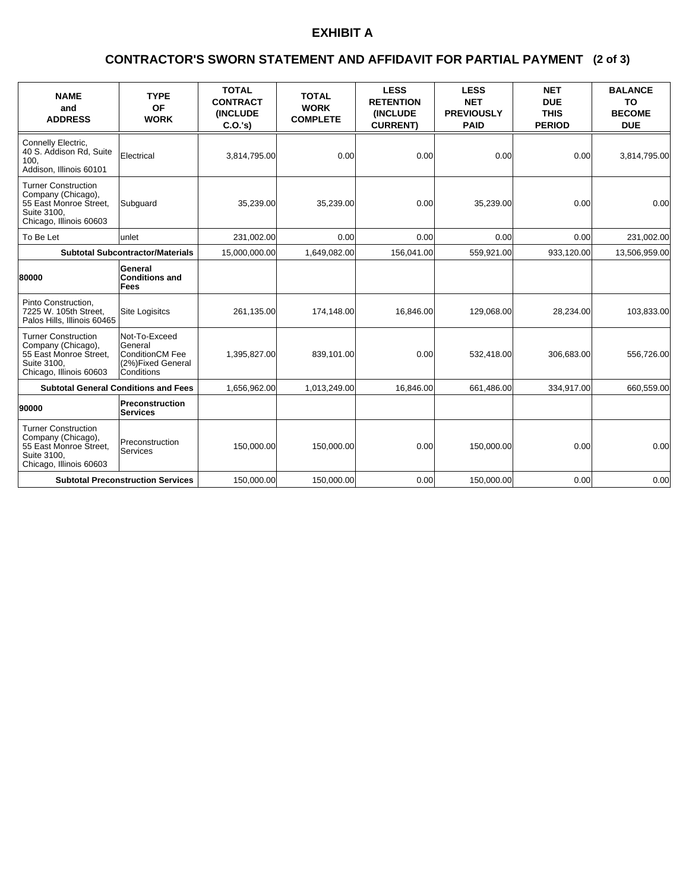# EXHIBIT A

## CONTRACTOR'S SWORN STATEMENT AND AFFIDAVIT FOR PARTIAL PAYMENT (2 of 3)

| NAME and ADDRESS | TYPE OF WORK | TOTAL CONTRACT (INCLUDE C.O.'s) | TOTAL WORK COMPLETE | LESS RETENTION (INCLUDE CURRENT) | LESS NET PREVIOUSLY PAID | NET DUE THIS PERIOD | BALANCE TO BECOME DUE |
|---|---|---|---|---|---|---|---|
| Connelly Electric, 40 S. Addison Rd, Suite 100, Addison, Illinois 60101 | Electrical | 3,814,795.00 | 0.00 | 0.00 | 0.00 | 0.00 | 3,814,795.00 |
| Turner Construction Company (Chicago), 55 East Monroe Street, Suite 3100, Chicago, Illinois 60603 | Subguard | 35,239.00 | 35,239.00 | 0.00 | 35,239.00 | 0.00 | 0.00 |
| To Be Let | unlet | 231,002.00 | 0.00 | 0.00 | 0.00 | 0.00 | 231,002.00 |
| **Subtotal Subcontractor/Materials** | | 15,000,000.00 | 1,649,082.00 | 156,041.00 | 559,921.00 | 933,120.00 | 13,506,959.00 |
| **80000** | **General Conditions and Fees** | | | | | | |
| Pinto Construction, 7225 W. 105th Street, Palos Hills, Illinois 60465 | Site Logisitcs | 261,135.00 | 174,148.00 | 16,846.00 | 129,068.00 | 28,234.00 | 103,833.00 |
| Turner Construction Company (Chicago), 55 East Monroe Street, Suite 3100, Chicago, Illinois 60603 | Not-To-Exceed General ConditionCM Fee (2%)Fixed General Conditions | 1,395,827.00 | 839,101.00 | 0.00 | 532,418.00 | 306,683.00 | 556,726.00 |
| **Subtotal General Conditions and Fees** | | 1,656,962.00 | 1,013,249.00 | 16,846.00 | 661,486.00 | 334,917.00 | 660,559.00 |
| **90000** | **Preconstruction Services** | | | | | | |
| Turner Construction Company (Chicago), 55 East Monroe Street, Suite 3100, Chicago, Illinois 60603 | Preconstruction Services | 150,000.00 | 150,000.00 | 0.00 | 150,000.00 | 0.00 | 0.00 |
| **Subtotal Preconstruction Services** | | 150,000.00 | 150,000.00 | 0.00 | 150,000.00 | 0.00 | 0.00 |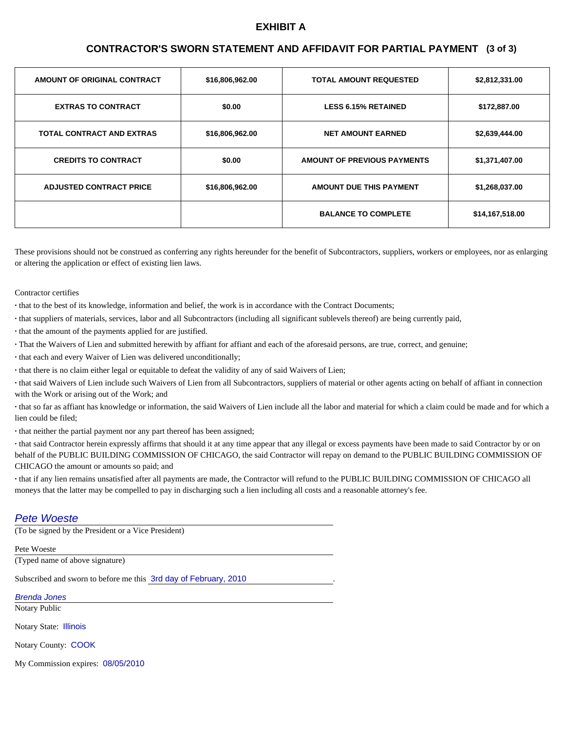# EXHIBIT A

## CONTRACTOR'S SWORN STATEMENT AND AFFIDAVIT FOR PARTIAL PAYMENT (3 of 3)

| | | | |
|---|---|---|---|
| **AMOUNT OF ORIGINAL CONTRACT** | **$16,806,962.00** | **TOTAL AMOUNT REQUESTED** | **$2,812,331.00** |
| **EXTRAS TO CONTRACT** | **$0.00** | **LESS 6.15% RETAINED** | **$172,887.00** |
| **TOTAL CONTRACT AND EXTRAS** | **$16,806,962.00** | **NET AMOUNT EARNED** | **$2,639,444.00** |
| **CREDITS TO CONTRACT** | **$0.00** | **AMOUNT OF PREVIOUS PAYMENTS** | **$1,371,407.00** |
| **ADJUSTED CONTRACT PRICE** | **$16,806,962.00** | **AMOUNT DUE THIS PAYMENT** | **$1,268,037.00** |
| | | **BALANCE TO COMPLETE** | **$14,167,518.00** |

These provisions should not be construed as conferring any rights hereunder for the benefit of Subcontractors, suppliers, workers or employees, nor as enlarging or altering the application or effect of existing lien laws.

Contractor certifies

- that to the best of its knowledge, information and belief, the work is in accordance with the Contract Documents;
- that suppliers of materials, services, labor and all Subcontractors (including all significant sublevels thereof) are being currently paid,
- that the amount of the payments applied for are justified.
- That the Waivers of Lien and submitted herewith by affiant for affiant and each of the aforesaid persons, are true, correct, and genuine;
- that each and every Waiver of Lien was delivered unconditionally;
- that there is no claim either legal or equitable to defeat the validity of any of said Waivers of Lien;
- that said Waivers of Lien include such Waivers of Lien from all Subcontractors, suppliers of material or other agents acting on behalf of affiant in connection with the Work or arising out of the Work; and
- that so far as affiant has knowledge or information, the said Waivers of Lien include all the labor and material for which a claim could be made and for which a lien could be filed;
- that neither the partial payment nor any part thereof has been assigned;
- that said Contractor herein expressly affirms that should it at any time appear that any illegal or excess payments have been made to said Contractor by or on behalf of the PUBLIC BUILDING COMMISSION OF CHICAGO, the said Contractor will repay on demand to the PUBLIC BUILDING COMMISSION OF CHICAGO the amount or amounts so paid; and
- that if any lien remains unsatisfied after all payments are made, the Contractor will refund to the PUBLIC BUILDING COMMISSION OF CHICAGO all moneys that the latter may be compelled to pay in discharging such a lien including all costs and a reasonable attorney's fee.

*Pete Woeste*
(To be signed by the President or a Vice President)

Pete Woeste
(Typed name of above signature)

Subscribed and sworn to before me this 3rd day of February, 2010.

*Brenda Jones*
Notary Public

Notary State: Illinois

Notary County: COOK

My Commission expires: 08/05/2010